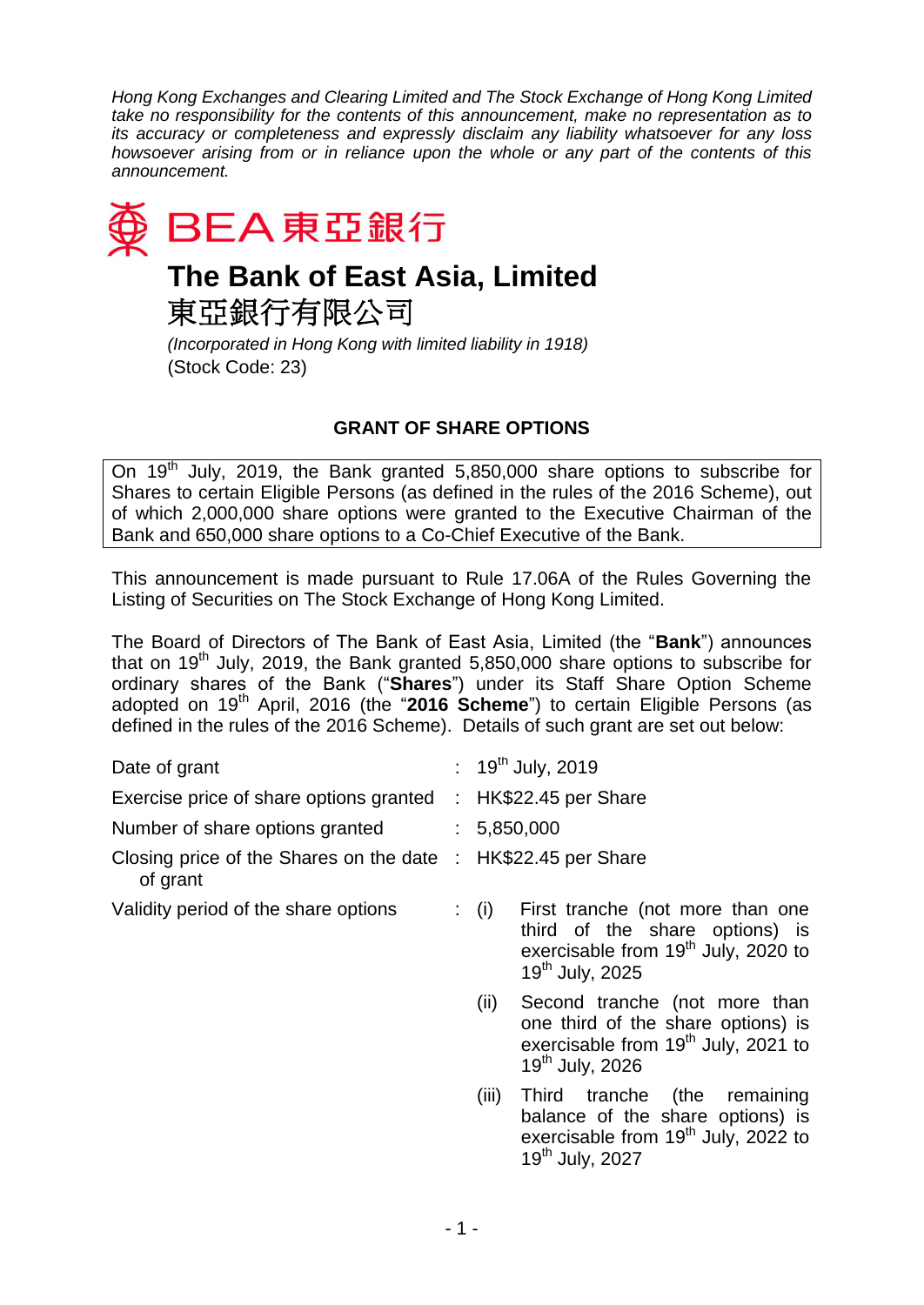*Hong Kong Exchanges and Clearing Limited and The Stock Exchange of Hong Kong Limited take no responsibility for the contents of this announcement, make no representation as to its accuracy or completeness and expressly disclaim any liability whatsoever for any loss howsoever arising from or in reliance upon the whole or any part of the contents of this announcement.*

BEA 東亞銀行

# The Bank of East Asia, Limited

# 東亞銀行有限公司

*(Incorporated in Hong Kong with limited liability in 1918)*

(Stock Code: 23)

## GRANT OF SHARE OPTIONS

On 19th July, 2019, the Bank granted 5,850,000 share options to subscribe for Shares to certain Eligible Persons (as defined in the rules of the 2016 Scheme), out of which 2,000,000 share options were granted to the Executive Chairman of the Bank and 650,000 share options to a Co-Chief Executive of the Bank.

This announcement is made pursuant to Rule 17.06A of the Rules Governing the Listing of Securities on The Stock Exchange of Hong Kong Limited.

The Board of Directors of The Bank of East Asia, Limited (the "**Bank**") announces that on 19th July, 2019, the Bank granted 5,850,000 share options to subscribe for ordinary shares of the Bank ("**Shares**") under its Staff Share Option Scheme adopted on 19th April, 2016 (the "**2016 Scheme**") to certain Eligible Persons (as defined in the rules of the 2016 Scheme). Details of such grant are set out below:

| | | |
|---|---|---|
| Date of grant | : | 19th July, 2019 |
| Exercise price of share options granted | : | HK$22.45 per Share |
| Number of share options granted | : | 5,850,000 |
| Closing price of the Shares on the date of grant | : | HK$22.45 per Share |
| Validity period of the share options | : | (i) First tranche (not more than one third of the share options) is exercisable from 19th July, 2020 to 19th July, 2025<br>(ii) Second tranche (not more than one third of the share options) is exercisable from 19th July, 2021 to 19th July, 2026<br>(iii) Third tranche (the remaining balance of the share options) is exercisable from 19th July, 2022 to 19th July, 2027 |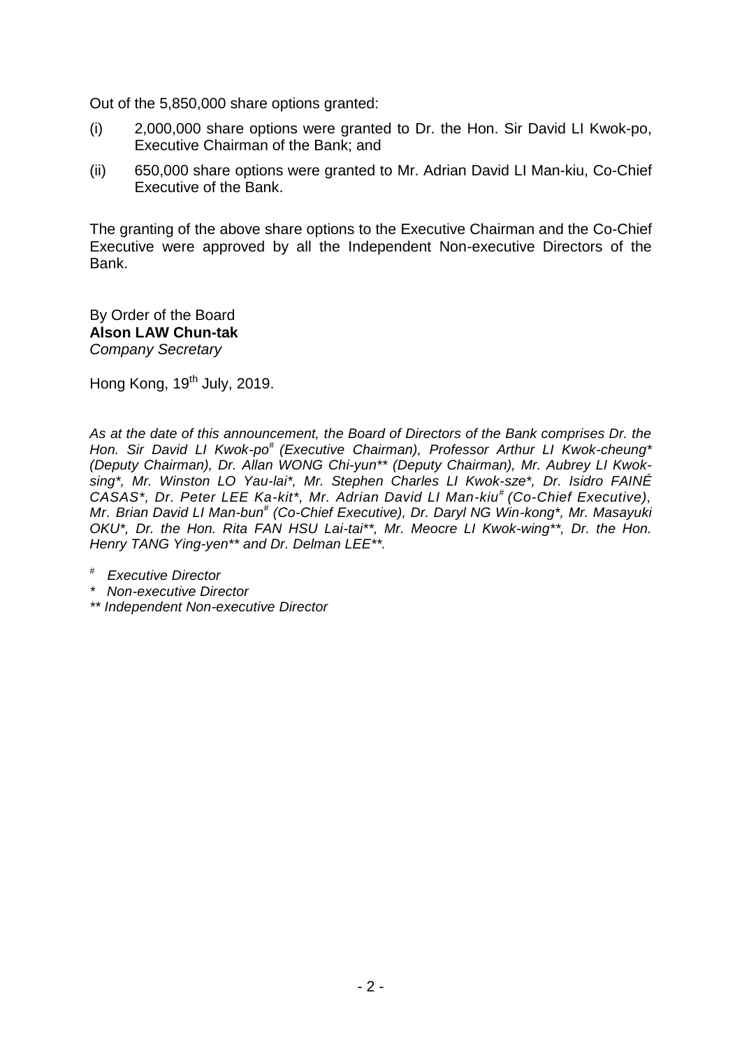Out of the 5,850,000 share options granted:

(i) 2,000,000 share options were granted to Dr. the Hon. Sir David LI Kwok-po, Executive Chairman of the Bank; and

(ii) 650,000 share options were granted to Mr. Adrian David LI Man-kiu, Co-Chief Executive of the Bank.

The granting of the above share options to the Executive Chairman and the Co-Chief Executive were approved by all the Independent Non-executive Directors of the Bank.

By Order of the Board
**Alson LAW Chun-tak**
*Company Secretary*

Hong Kong, 19th July, 2019.

*As at the date of this announcement, the Board of Directors of the Bank comprises Dr. the Hon. Sir David LI Kwok-po# (Executive Chairman), Professor Arthur LI Kwok-cheung* (Deputy Chairman), Dr. Allan WONG Chi-yun** (Deputy Chairman), Mr. Aubrey LI Kwok-sing*, Mr. Winston LO Yau-lai*, Mr. Stephen Charles LI Kwok-sze*, Dr. Isidro FAINÉ CASAS*, Dr. Peter LEE Ka-kit*, Mr. Adrian David LI Man-kiu# (Co-Chief Executive), Mr. Brian David LI Man-bun# (Co-Chief Executive), Dr. Daryl NG Win-kong*, Mr. Masayuki OKU*, Dr. the Hon. Rita FAN HSU Lai-tai**, Mr. Meocre LI Kwok-wing**, Dr. the Hon. Henry TANG Ying-yen** and Dr. Delman LEE**.*

*# Executive Director*

*\* Non-executive Director*

*\*\* Independent Non-executive Director*